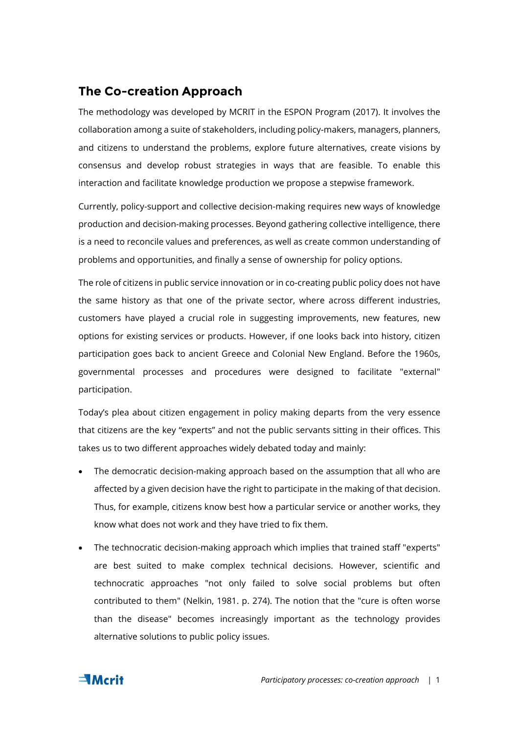## The Co-creation Approach

The methodology was developed by MCRIT in the ESPON Program (2017). It involves the collaboration among a suite of stakeholders, including policy-makers, managers, planners, and citizens to understand the problems, explore future alternatives, create visions by consensus and develop robust strategies in ways that are feasible. To enable this interaction and facilitate knowledge production we propose a stepwise framework.

Currently, policy-support and collective decision-making requires new ways of knowledge production and decision-making processes. Beyond gathering collective intelligence, there is a need to reconcile values and preferences, as well as create common understanding of problems and opportunities, and finally a sense of ownership for policy options.

The role of citizens in public service innovation or in co-creating public policy does not have the same history as that one of the private sector, where across different industries, customers have played a crucial role in suggesting improvements, new features, new options for existing services or products. However, if one looks back into history, citizen participation goes back to ancient Greece and Colonial New England. Before the 1960s, governmental processes and procedures were designed to facilitate "external" participation.

Today's plea about citizen engagement in policy making departs from the very essence that citizens are the key "experts" and not the public servants sitting in their offices. This takes us to two different approaches widely debated today and mainly:

- The democratic decision-making approach based on the assumption that all who are affected by a given decision have the right to participate in the making of that decision. Thus, for example, citizens know best how a particular service or another works, they know what does not work and they have tried to fix them.
- The technocratic decision-making approach which implies that trained staff "experts" are best suited to make complex technical decisions. However, scientific and technocratic approaches "not only failed to solve social problems but often contributed to them" (Nelkin, 1981. p. 274). The notion that the "cure is often worse than the disease" becomes increasingly important as the technology provides alternative solutions to public policy issues.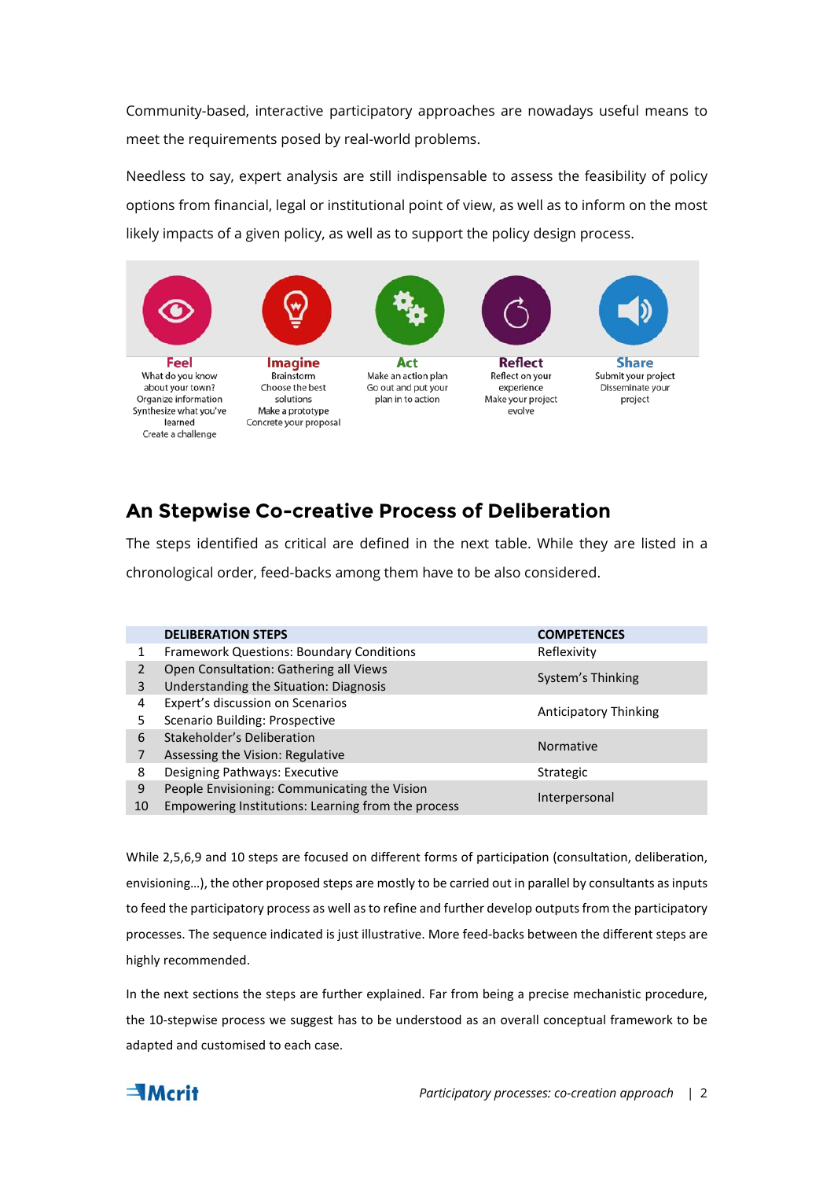Community-based, interactive participatory approaches are nowadays useful means to meet the requirements posed by real-world problems.

Needless to say, expert analysis are still indispensable to assess the feasibility of policy options from financial, legal or institutional point of view, as well as to inform on the most likely impacts of a given policy, as well as to support the policy design process.

**Feel**
What do you know about your town?
Organize information
Synthesize what you've learned
Create a challenge

**Imagine**
Brainstorm
Choose the best solutions
Make a prototype
Concrete your proposal

**Act**
Make an action plan
Go out and put your plan in to action

**Reflect**
Reflect on your experience
Make your project evolve

**Share**
Submit your project
Disseminate your project

## An Stepwise Co-creative Process of Deliberation

The steps identified as critical are defined in the next table. While they are listed in a chronological order, feed-backs among them have to be also considered.

| | DELIBERATION STEPS | COMPETENCES |
|---|---|---|
| 1 | Framework Questions: Boundary Conditions | Reflexivity |
| 2 | Open Consultation: Gathering all Views | System's Thinking |
| 3 | Understanding the Situation: Diagnosis | |
| 4 | Expert's discussion on Scenarios | Anticipatory Thinking |
| 5 | Scenario Building: Prospective | |
| 6 | Stakeholder's Deliberation | Normative |
| 7 | Assessing the Vision: Regulative | |
| 8 | Designing Pathways: Executive | Strategic |
| 9 | People Envisioning: Communicating the Vision | Interpersonal |
| 10 | Empowering Institutions: Learning from the process | |

While 2,5,6,9 and 10 steps are focused on different forms of participation (consultation, deliberation, envisioning…), the other proposed steps are mostly to be carried out in parallel by consultants as inputs to feed the participatory process as well as to refine and further develop outputs from the participatory processes. The sequence indicated is just illustrative. More feed-backs between the different steps are highly recommended.

In the next sections the steps are further explained. Far from being a precise mechanistic procedure, the 10-stepwise process we suggest has to be understood as an overall conceptual framework to be adapted and customised to each case.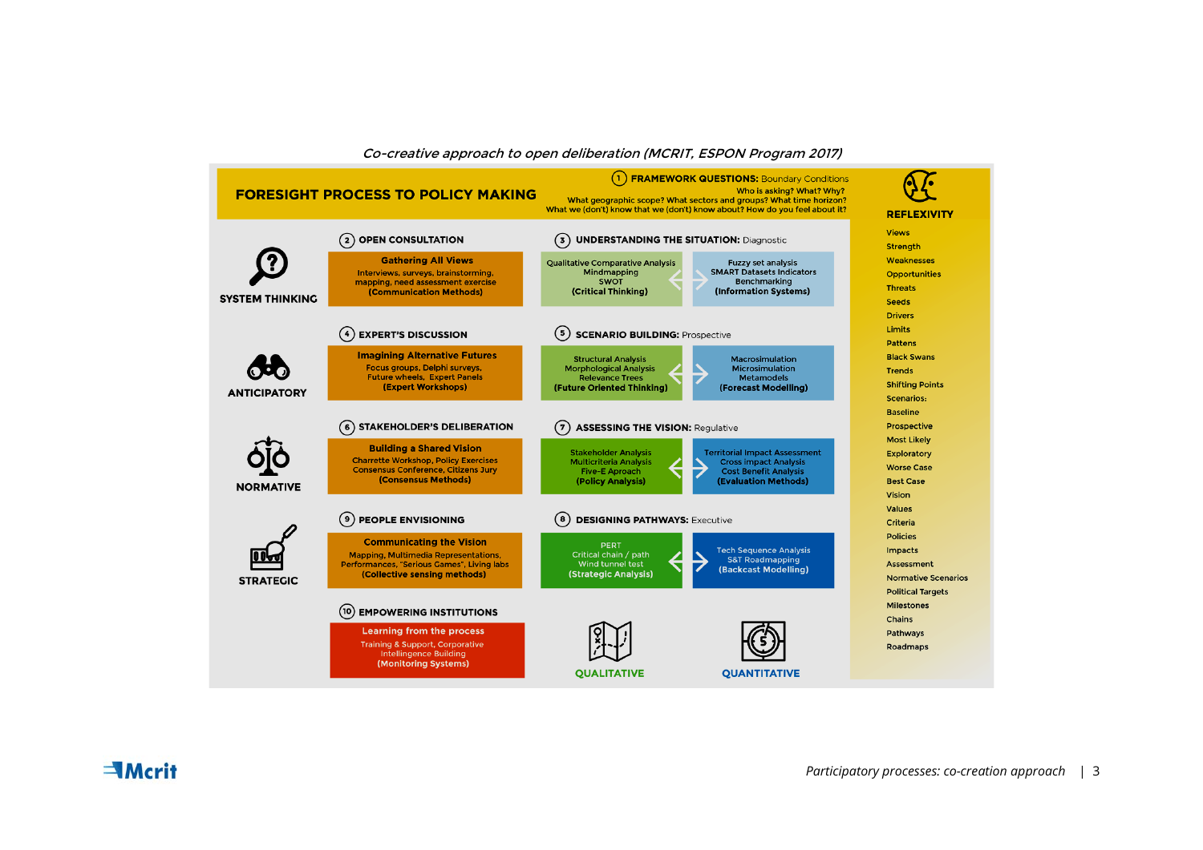*Co-creative approach to open deliberation (MCRIT, ESPON Program 2017)*

## FORESIGHT PROCESS TO POLICY MAKING

**① FRAMEWORK QUESTIONS:** Boundary Conditions
Who is asking? What? Why?
What geographic scope? What sectors and groups? What time horizon?
What we (don't) know that we (don't) know about? How do you feel about it?

### SYSTEM THINKING

**② OPEN CONSULTATION**

**Gathering All Views**
Interviews, surveys, brainstorming, mapping, need assessment exercise
**(Communication Methods)**

**③ UNDERSTANDING THE SITUATION:** Diagnostic

Qualitative Comparative Analysis
Mindmapping
SWOT
**(Critical Thinking)**

Fuzzy set analysis
SMART Datasets Indicators
Benchmarking
**(Information Systems)**

### ANTICIPATORY

**④ EXPERT'S DISCUSSION**

**Imagining Alternative Futures**
Focus groups, Delphi surveys, Future wheels, Expert Panels
**(Expert Workshops)**

**⑤ SCENARIO BUILDING:** Prospective

Structural Analysis
Morphological Analysis
Relevance Trees
**(Future Oriented Thinking)**

Macrosimulation
Microsimulation
Metamodels
**(Forecast Modelling)**

### NORMATIVE

**⑥ STAKEHOLDER'S DELIBERATION**

**Building a Shared Vision**
Charrette Workshop, Policy Exercises
Consensus Conference, Citizens Jury
**(Consensus Methods)**

**⑦ ASSESSING THE VISION:** Regulative

Stakeholder Analysis
Multicriteria Analysis
Five-E Aproach
**(Policy Analysis)**

Territorial Impact Assessment
Cross impact Analysis
Cost Benefit Analysis
**(Evaluation Methods)**

### STRATEGIC

**⑨ PEOPLE ENVISIONING**

**Communicating the Vision**
Mapping, Multimedia Representations, Performances, "Serious Games", Living labs
**(Collective sensing methods)**

**⑧ DESIGNING PATHWAYS:** Executive

PERT
Critical chain / path
Wind tunnel test
**(Strategic Analysis)**

Tech Sequence Analysis
S&T Roadmapping
**(Backcast Modelling)**

**⑩ EMPOWERING INSTITUTIONS**

**Learning from the process**
Training & Support, Corporative Intelligence Building
**(Monitoring Systems)**

**QUALITATIVE** | **QUANTITATIVE**

### REFLEXIVITY

- Views
- Strength
- Weaknesses
- Opportunities
- Threats
- Seeds
- Drivers
- Limits
- Pattens
- Black Swans
- Trends
- Shifting Points
- Scenarios:
- Baseline
- Prospective
- Most Likely
- Exploratory
- Worse Case
- Best Case
- Vision
- Values
- Criteria
- Policies
- Impacts
- Assessment
- Normative Scenarios
- Political Targets
- Milestones
- Chains
- Pathways
- Roadmaps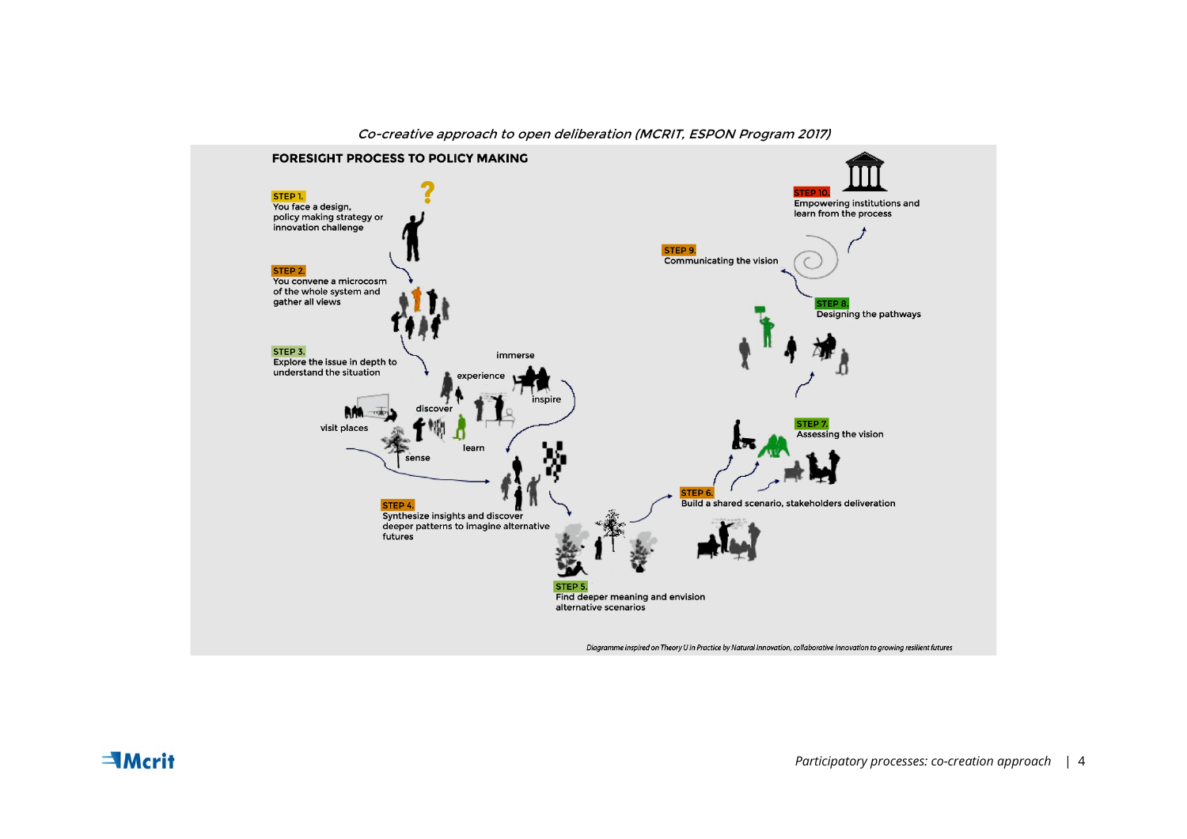*Co-creative approach to open deliberation (MCRIT, ESPON Program 2017)*

FORESIGHT PROCESS TO POLICY MAKING

STEP 1.
You face a design, policy making strategy or innovation challenge

STEP 2.
You convene a microcosm of the whole system and gather all views

STEP 3.
Explore the issue in depth to understand the situation

immerse
experience
inspire
discover
visit places
learn
sense

STEP 4.
Synthesize insights and discover deeper patterns to imagine alternative futures

STEP 5.
Find deeper meaning and envision alternative scenarios

STEP 6.
Build a shared scenario, stakeholders deliveration

STEP 7.
Assessing the vision

STEP 8.
Designing the pathways

STEP 9.
Communicating the vision

STEP 10.
Empowering institutions and learn from the process

*Diagramme inspired on Theory U in Practice by Natural Innovation, collaborative innovation to growing resilient futures*